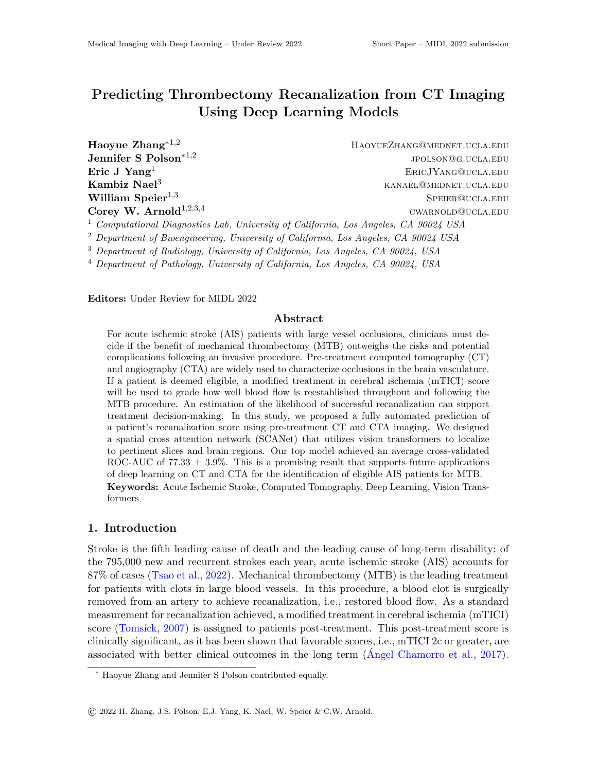# Predicting Thrombectomy Recanalization from CT Imaging Using Deep Learning Models

**Haoyue Zhang**[*1,2] HaoyueZhang@mednet.ucla.edu
**Jennifer S Polson**[*1,2] jpolson@g.ucla.edu
**Eric J Yang**[1] EricJYang@ucla.edu
**Kambiz Nael**[3] kanael@mednet.ucla.edu
**William Speier**[1,3] Speier@ucla.edu
**Corey W. Arnold**[1,2,3,4] cwarnold@ucla.edu

[1] *Computational Diagnostics Lab, University of California, Los Angeles, CA 90024 USA*
[2] *Department of Bioengineering, University of California, Los Angeles, CA 90024 USA*
[3] *Department of Radiology, University of California, Los Angeles, CA 90024, USA*
[4] *Department of Pathology, University of California, Los Angeles, CA 90024, USA*

**Editors:** Under Review for MIDL 2022

## Abstract

For acute ischemic stroke (AIS) patients with large vessel occlusions, clinicians must decide if the benefit of mechanical thrombectomy (MTB) outweighs the risks and potential complications following an invasive procedure. Pre-treatment computed tomography (CT) and angiography (CTA) are widely used to characterize occlusions in the brain vasculature. If a patient is deemed eligible, a modified treatment in cerebral ischemia (mTICI) score will be used to grade how well blood flow is reestablished throughout and following the MTB procedure. An estimation of the likelihood of successful recanalization can support treatment decision-making. In this study, we proposed a fully automated prediction of a patient's recanalization score using pre-treatment CT and CTA imaging. We designed a spatial cross attention network (SCANet) that utilizes vision transformers to localize to pertinent slices and brain regions. Our top model achieved an average cross-validated ROC-AUC of 77.33 ± 3.9%. This is a promising result that supports future applications of deep learning on CT and CTA for the identification of eligible AIS patients for MTB.

**Keywords:** Acute Ischemic Stroke, Computed Tomography, Deep Learning, Vision Transformers

## 1. Introduction

Stroke is the fifth leading cause of death and the leading cause of long-term disability; of the 795,000 new and recurrent strokes each year, acute ischemic stroke (AIS) accounts for 87% of cases (Tsao et al., 2022). Mechanical thrombectomy (MTB) is the leading treatment for patients with clots in large blood vessels. In this procedure, a blood clot is surgically removed from an artery to achieve recanalization, i.e., restored blood flow. As a standard measurement for recanalization achieved, a modified treatment in cerebral ischemia (mTICI) score (Tomsick, 2007) is assigned to patients post-treatment. This post-treatment score is clinically significant, as it has been shown that favorable scores, i.e., mTICI 2c or greater, are associated with better clinical outcomes in the long term (Ángel Chamorro et al., 2017).

* Haoyue Zhang and Jennifer S Polson contributed equally.

© 2022 H. Zhang, J.S. Polson, E.J. Yang, K. Nael, W. Speier & C.W. Arnold.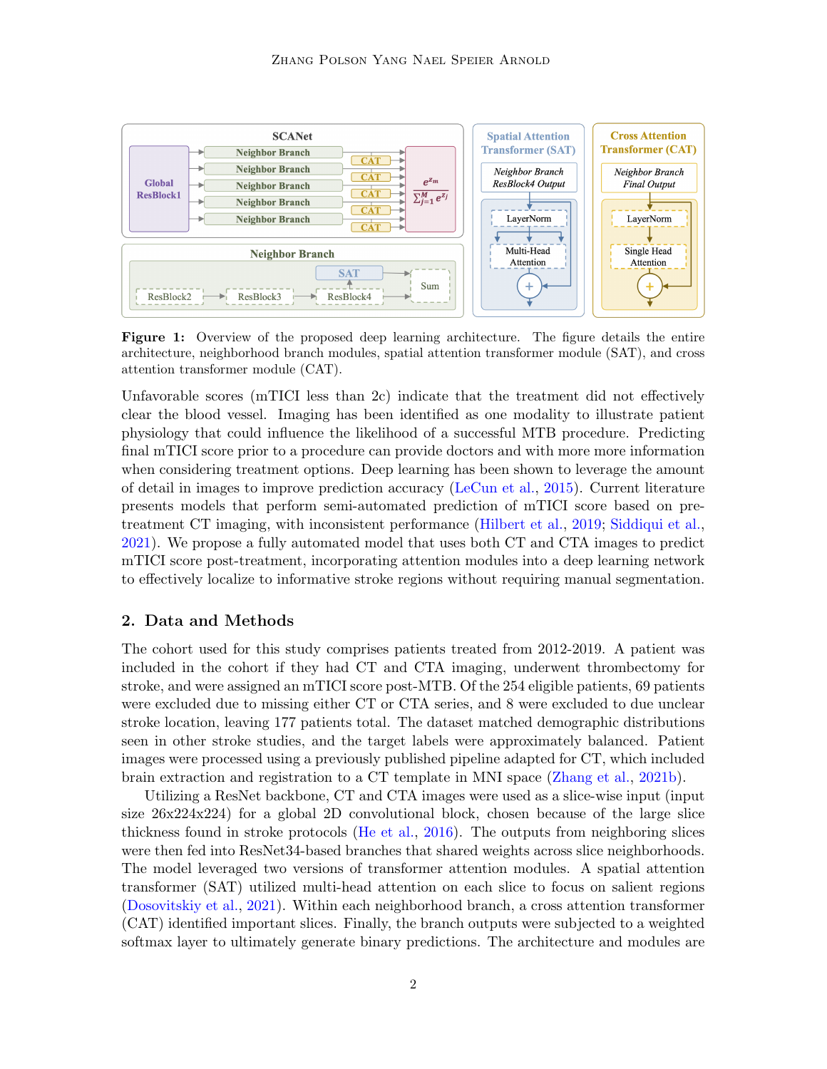**Figure 1:** Overview of the proposed deep learning architecture. The figure details the entire architecture, neighborhood branch modules, spatial attention transformer module (SAT), and cross attention transformer module (CAT).

Unfavorable scores (mTICI less than 2c) indicate that the treatment did not effectively clear the blood vessel. Imaging has been identified as one modality to illustrate patient physiology that could influence the likelihood of a successful MTB procedure. Predicting final mTICI score prior to a procedure can provide doctors and with more more information when considering treatment options. Deep learning has been shown to leverage the amount of detail in images to improve prediction accuracy (LeCun et al., 2015). Current literature presents models that perform semi-automated prediction of mTICI score based on pre-treatment CT imaging, with inconsistent performance (Hilbert et al., 2019; Siddiqui et al., 2021). We propose a fully automated model that uses both CT and CTA images to predict mTICI score post-treatment, incorporating attention modules into a deep learning network to effectively localize to informative stroke regions without requiring manual segmentation.

## 2. Data and Methods

The cohort used for this study comprises patients treated from 2012-2019. A patient was included in the cohort if they had CT and CTA imaging, underwent thrombectomy for stroke, and were assigned an mTICI score post-MTB. Of the 254 eligible patients, 69 patients were excluded due to missing either CT or CTA series, and 8 were excluded to due unclear stroke location, leaving 177 patients total. The dataset matched demographic distributions seen in other stroke studies, and the target labels were approximately balanced. Patient images were processed using a previously published pipeline adapted for CT, which included brain extraction and registration to a CT template in MNI space (Zhang et al., 2021b).

Utilizing a ResNet backbone, CT and CTA images were used as a slice-wise input (input size 26x224x224) for a global 2D convolutional block, chosen because of the large slice thickness found in stroke protocols (He et al., 2016). The outputs from neighboring slices were then fed into ResNet34-based branches that shared weights across slice neighborhoods. The model leveraged two versions of transformer attention modules. A spatial attention transformer (SAT) utilized multi-head attention on each slice to focus on salient regions (Dosovitskiy et al., 2021). Within each neighborhood branch, a cross attention transformer (CAT) identified important slices. Finally, the branch outputs were subjected to a weighted softmax layer to ultimately generate binary predictions. The architecture and modules are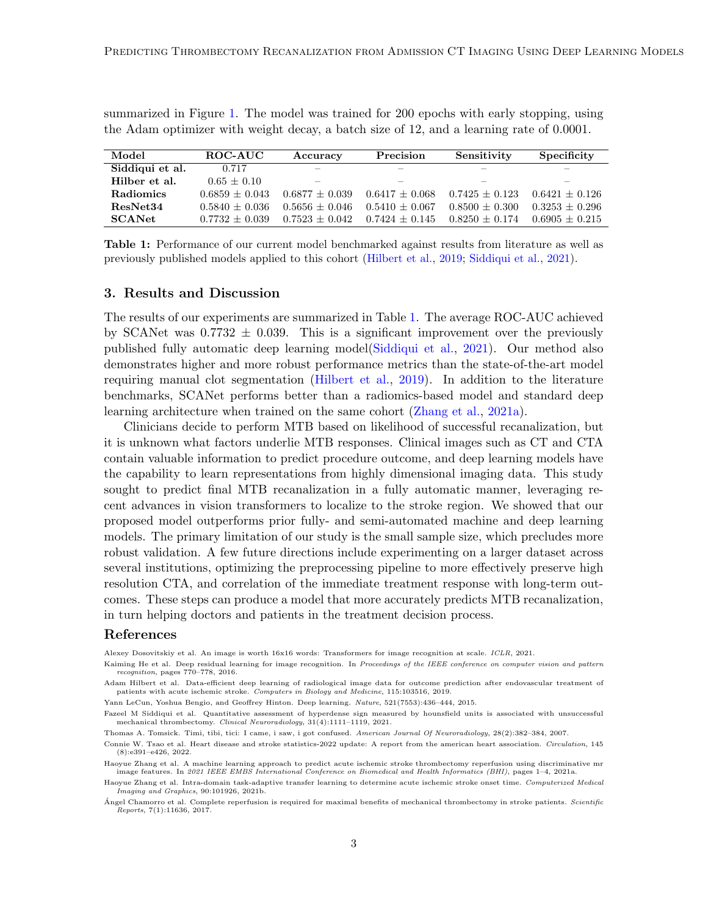summarized in Figure 1. The model was trained for 200 epochs with early stopping, using the Adam optimizer with weight decay, a batch size of 12, and a learning rate of 0.0001.

| Model | ROC-AUC | Accuracy | Precision | Sensitivity | Specificity |
|---|---|---|---|---|---|
| **Siddiqui et al.** | 0.717 | – | – | – | – |
| **Hilber et al.** | $0.65 \pm 0.10$ | – | – | – | – |
| **Radiomics** | $0.6859 \pm 0.043$ | $0.6877 \pm 0.039$ | $0.6417 \pm 0.068$ | $0.7425 \pm 0.123$ | $0.6421 \pm 0.126$ |
| **ResNet34** | $0.5840 \pm 0.036$ | $0.5656 \pm 0.046$ | $0.5410 \pm 0.067$ | $0.8500 \pm 0.300$ | $0.3253 \pm 0.296$ |
| **SCANet** | $0.7732 \pm 0.039$ | $0.7523 \pm 0.042$ | $0.7424 \pm 0.145$ | $0.8250 \pm 0.174$ | $0.6905 \pm 0.215$ |

**Table 1:** Performance of our current model benchmarked against results from literature as well as previously published models applied to this cohort (Hilbert et al., 2019; Siddiqui et al., 2021).

## 3. Results and Discussion

The results of our experiments are summarized in Table 1. The average ROC-AUC achieved by SCANet was $0.7732 \pm 0.039$. This is a significant improvement over the previously published fully automatic deep learning model(Siddiqui et al., 2021). Our method also demonstrates higher and more robust performance metrics than the state-of-the-art model requiring manual clot segmentation (Hilbert et al., 2019). In addition to the literature benchmarks, SCANet performs better than a radiomics-based model and standard deep learning architecture when trained on the same cohort (Zhang et al., 2021a).

Clinicians decide to perform MTB based on likelihood of successful recanalization, but it is unknown what factors underlie MTB responses. Clinical images such as CT and CTA contain valuable information to predict procedure outcome, and deep learning models have the capability to learn representations from highly dimensional imaging data. This study sought to predict final MTB recanalization in a fully automatic manner, leveraging recent advances in vision transformers to localize to the stroke region. We showed that our proposed model outperforms prior fully- and semi-automated machine and deep learning models. The primary limitation of our study is the small sample size, which precludes more robust validation. A few future directions include experimenting on a larger dataset across several institutions, optimizing the preprocessing pipeline to more effectively preserve high resolution CTA, and correlation of the immediate treatment response with long-term outcomes. These steps can produce a model that more accurately predicts MTB recanalization, in turn helping doctors and patients in the treatment decision process.

## References

Alexey Dosovitskiy et al. An image is worth 16x16 words: Transformers for image recognition at scale. *ICLR*, 2021.

Kaiming He et al. Deep residual learning for image recognition. In *Proceedings of the IEEE conference on computer vision and pattern recognition*, pages 770–778, 2016.

Adam Hilbert et al. Data-efficient deep learning of radiological image data for outcome prediction after endovascular treatment of patients with acute ischemic stroke. *Computers in Biology and Medicine*, 115:103516, 2019.

Yann LeCun, Yoshua Bengio, and Geoffrey Hinton. Deep learning. *Nature*, 521(7553):436–444, 2015.

Fazeel M Siddiqui et al. Quantitative assessment of hyperdense sign measured by hounsfield units is associated with unsuccessful mechanical thrombectomy. *Clinical Neuroradiology*, 31(4):1111–1119, 2021.

Thomas A. Tomsick. Timi, tibi, tici: I came, i saw, i got confused. *American Journal Of Neuroradiology*, 28(2):382–384, 2007.

Connie W. Tsao et al. Heart disease and stroke statistics-2022 update: A report from the american heart association. *Circulation*, 145 (8):e391–e426, 2022.

Haoyue Zhang et al. A machine learning approach to predict acute ischemic stroke thrombectomy reperfusion using discriminative mr image features. In *2021 IEEE EMBS International Conference on Biomedical and Health Informatics (BHI)*, pages 1–4, 2021a.

Haoyue Zhang et al. Intra-domain task-adaptive transfer learning to determine acute ischemic stroke onset time. *Computerized Medical Imaging and Graphics*, 90:101926, 2021b.

Ángel Chamorro et al. Complete reperfusion is required for maximal benefits of mechanical thrombectomy in stroke patients. *Scientific Reports*, 7(1):11636, 2017.